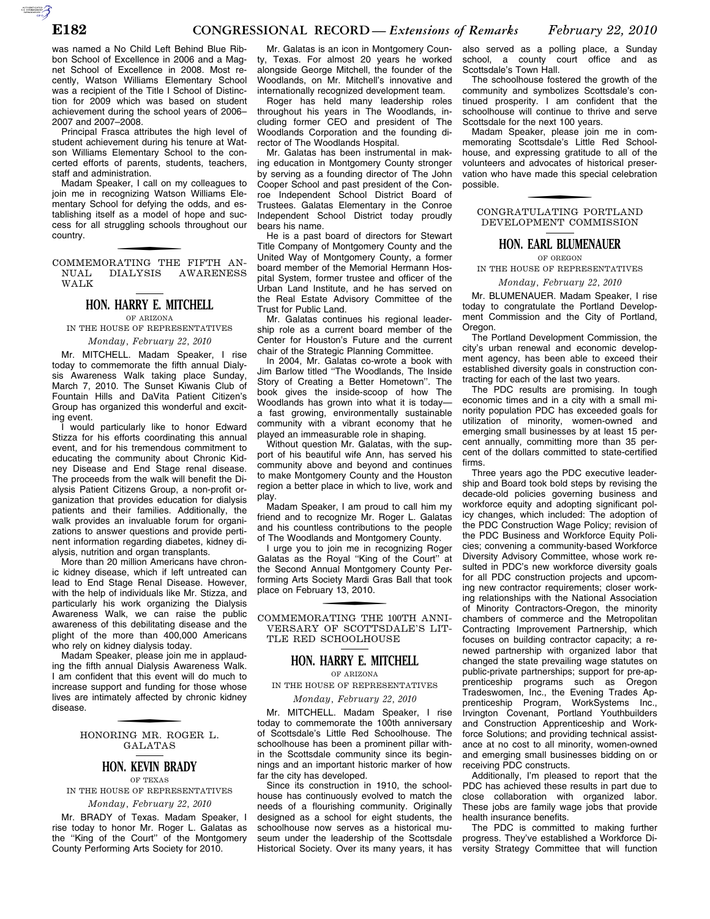was named a No Child Left Behind Blue Ribbon School of Excellence in 2006 and a Magnet School of Excellence in 2008. Most recently, Watson Williams Elementary School was a recipient of the Title I School of Distinction for 2009 which was based on student achievement during the school years of 2006–2007 and 2007–2008.

Principal Frasca attributes the high level of student achievement during his tenure at Watson Williams Elementary School to the concerted efforts of parents, students, teachers, staff and administration.

Madam Speaker, I call on my colleagues to join me in recognizing Watson Williams Elementary School for defying the odds, and establishing itself as a model of hope and success for all struggling schools throughout our country.

## COMMEMORATING THE FIFTH ANNUAL DIALYSIS AWARENESS WALK

### HON. HARRY E. MITCHELL

OF ARIZONA

IN THE HOUSE OF REPRESENTATIVES

*Monday, February 22, 2010*

Mr. MITCHELL. Madam Speaker, I rise today to commemorate the fifth annual Dialysis Awareness Walk taking place Sunday, March 7, 2010. The Sunset Kiwanis Club of Fountain Hills and DaVita Patient Citizen's Group has organized this wonderful and exciting event.

I would particularly like to honor Edward Stizza for his efforts coordinating this annual event, and for his tremendous commitment to educating the community about Chronic Kidney Disease and End Stage renal disease. The proceeds from the walk will benefit the Dialysis Patient Citizens Group, a non-profit organization that provides education for dialysis patients and their families. Additionally, the walk provides an invaluable forum for organizations to answer questions and provide pertinent information regarding diabetes, kidney dialysis, nutrition and organ transplants.

More than 20 million Americans have chronic kidney disease, which if left untreated can lead to End Stage Renal Disease. However, with the help of individuals like Mr. Stizza, and particularly his work organizing the Dialysis Awareness Walk, we can raise the public awareness of this debilitating disease and the plight of the more than 400,000 Americans who rely on kidney dialysis today.

Madam Speaker, please join me in applauding the fifth annual Dialysis Awareness Walk. I am confident that this event will do much to increase support and funding for those whose lives are intimately affected by chronic kidney disease.

## HONORING MR. ROGER L. GALATAS

### HON. KEVIN BRADY

OF TEXAS

IN THE HOUSE OF REPRESENTATIVES

*Monday, February 22, 2010*

Mr. BRADY of Texas. Madam Speaker, I rise today to honor Mr. Roger L. Galatas as the ''King of the Court'' of the Montgomery County Performing Arts Society for 2010.

Mr. Galatas is an icon in Montgomery County, Texas. For almost 20 years he worked alongside George Mitchell, the founder of the Woodlands, on Mr. Mitchell's innovative and internationally recognized development team.

Roger has held many leadership roles throughout his years in The Woodlands, including former CEO and president of The Woodlands Corporation and the founding director of The Woodlands Hospital.

Mr. Galatas has been instrumental in making education in Montgomery County stronger by serving as a founding director of The John Cooper School and past president of the Conroe Independent School District Board of Trustees. Galatas Elementary in the Conroe Independent School District today proudly bears his name.

He is a past board of directors for Stewart Title Company of Montgomery County and the United Way of Montgomery County, a former board member of the Memorial Hermann Hospital System, former trustee and officer of the Urban Land Institute, and he has served on the Real Estate Advisory Committee of the Trust for Public Land.

Mr. Galatas continues his regional leadership role as a current board member of the Center for Houston's Future and the current chair of the Strategic Planning Committee.

In 2004, Mr. Galatas co-wrote a book with Jim Barlow titled ''The Woodlands, The Inside Story of Creating a Better Hometown''. The book gives the inside-scoop of how The Woodlands has grown into what it is today—a fast growing, environmentally sustainable community with a vibrant economy that he played an immeasurable role in shaping.

Without question Mr. Galatas, with the support of his beautiful wife Ann, has served his community above and beyond and continues to make Montgomery County and the Houston region a better place in which to live, work and play.

Madam Speaker, I am proud to call him my friend and to recognize Mr. Roger L. Galatas and his countless contributions to the people of The Woodlands and Montgomery County.

I urge you to join me in recognizing Roger Galatas as the Royal ''King of the Court'' at the Second Annual Montgomery County Performing Arts Society Mardi Gras Ball that took place on February 13, 2010.

## COMMEMORATING THE 100TH ANNIVERSARY OF SCOTTSDALE'S LITTLE RED SCHOOLHOUSE

### HON. HARRY E. MITCHELL

OF ARIZONA

IN THE HOUSE OF REPRESENTATIVES

*Monday, February 22, 2010*

Mr. MITCHELL. Madam Speaker, I rise today to commemorate the 100th anniversary of Scottsdale's Little Red Schoolhouse. The schoolhouse has been a prominent pillar within the Scottsdale community since its beginnings and an important historic marker of how far the city has developed.

Since its construction in 1910, the schoolhouse has continuously evolved to match the needs of a flourishing community. Originally designed as a school for eight students, the schoolhouse now serves as a historical museum under the leadership of the Scottsdale Historical Society. Over its many years, it has also served as a polling place, a Sunday school, a county court office and as Scottsdale's Town Hall.

The schoolhouse fostered the growth of the community and symbolizes Scottsdale's continued prosperity. I am confident that the schoolhouse will continue to thrive and serve Scottsdale for the next 100 years.

Madam Speaker, please join me in commemorating Scottsdale's Little Red Schoolhouse, and expressing gratitude to all of the volunteers and advocates of historical preservation who have made this special celebration possible.

## CONGRATULATING PORTLAND DEVELOPMENT COMMISSION

### HON. EARL BLUMENAUER

OF OREGON

IN THE HOUSE OF REPRESENTATIVES

*Monday, February 22, 2010*

Mr. BLUMENAUER. Madam Speaker, I rise today to congratulate the Portland Development Commission and the City of Portland, Oregon.

The Portland Development Commission, the city's urban renewal and economic development agency, has been able to exceed their established diversity goals in construction contracting for each of the last two years.

The PDC results are promising. In tough economic times and in a city with a small minority population PDC has exceeded goals for utilization of minority, women-owned and emerging small businesses by at least 15 percent annually, committing more than 35 percent of the dollars committed to state-certified firms.

Three years ago the PDC executive leadership and Board took bold steps by revising the decade-old policies governing business and workforce equity and adopting significant policy changes, which included: The adoption of the PDC Construction Wage Policy; revision of the PDC Business and Workforce Equity Policies; convening a community-based Workforce Diversity Advisory Committee, whose work resulted in PDC's new workforce diversity goals for all PDC construction projects and upcoming new contractor requirements; closer working relationships with the National Association of Minority Contractors-Oregon, the minority chambers of commerce and the Metropolitan Contracting Improvement Partnership, which focuses on building contractor capacity; a renewed partnership with organized labor that changed the state prevailing wage statutes on public-private partnerships; support for pre-apprenticeship programs such as Oregon Tradeswomen, Inc., the Evening Trades Apprenticeship Program, WorkSystems Inc., Irvington Covenant, Portland Youthbuilders and Construction Apprenticeship and Workforce Solutions; and providing technical assistance at no cost to all minority, women-owned and emerging small businesses bidding on or receiving PDC constructs.

Additionally, I'm pleased to report that the PDC has achieved these results in part due to close collaboration with organized labor. These jobs are family wage jobs that provide health insurance benefits.

The PDC is committed to making further progress. They've established a Workforce Diversity Strategy Committee that will function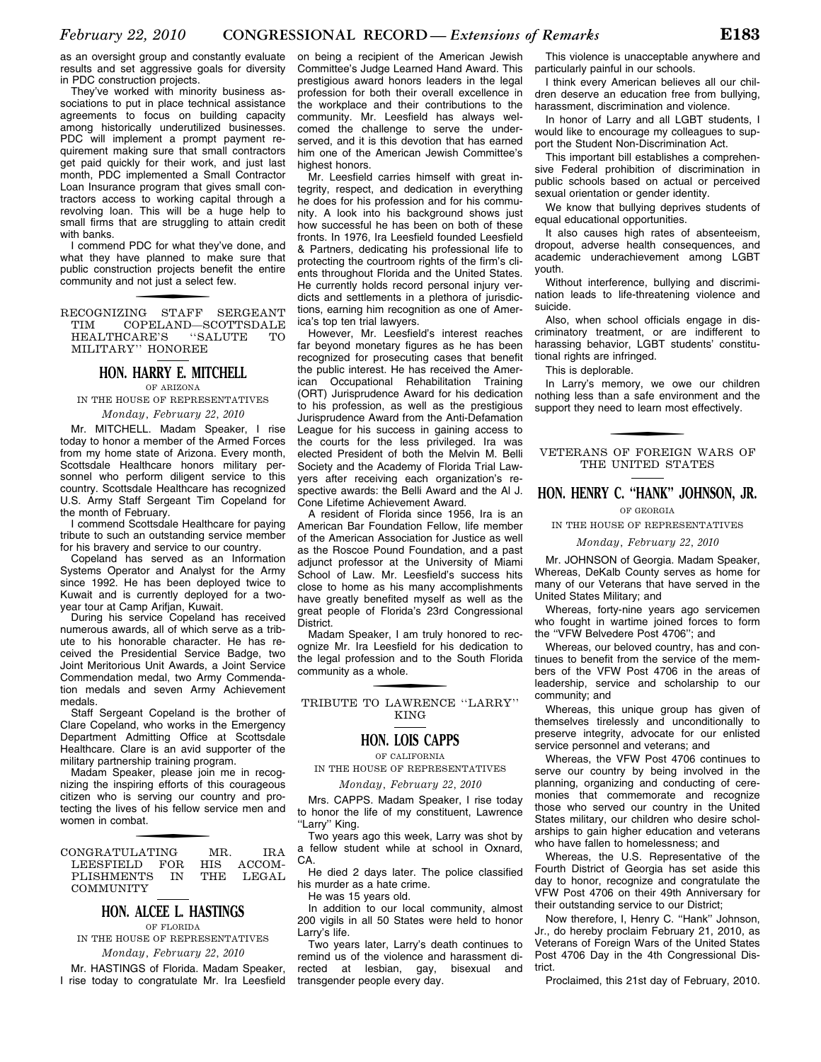as an oversight group and constantly evaluate results and set aggressive goals for diversity in PDC construction projects.

They've worked with minority business associations to put in place technical assistance agreements to focus on building capacity among historically underutilized businesses. PDC will implement a prompt payment requirement making sure that small contractors get paid quickly for their work, and just last month, PDC implemented a Small Contractor Loan Insurance program that gives small contractors access to working capital through a revolving loan. This will be a huge help to small firms that are struggling to attain credit with banks.

I commend PDC for what they've done, and what they have planned to make sure that public construction projects benefit the entire community and not just a select few.

## RECOGNIZING STAFF SERGEANT TIM COPELAND—SCOTTSDALE HEALTHCARE'S "SALUTE TO MILITARY" HONOREE

### HON. HARRY E. MITCHELL

OF ARIZONA

IN THE HOUSE OF REPRESENTATIVES

*Monday, February 22, 2010*

Mr. MITCHELL. Madam Speaker, I rise today to honor a member of the Armed Forces from my home state of Arizona. Every month, Scottsdale Healthcare honors military personnel who perform diligent service to this country. Scottsdale Healthcare has recognized U.S. Army Staff Sergeant Tim Copeland for the month of February.

I commend Scottsdale Healthcare for paying tribute to such an outstanding service member for his bravery and service to our country.

Copeland has served as an Information Systems Operator and Analyst for the Army since 1992. He has been deployed twice to Kuwait and is currently deployed for a two-year tour at Camp Arifjan, Kuwait.

During his service Copeland has received numerous awards, all of which serve as a tribute to his honorable character. He has received the Presidential Service Badge, two Joint Meritorious Unit Awards, a Joint Service Commendation medal, two Army Commendation medals and seven Army Achievement medals.

Staff Sergeant Copeland is the brother of Clare Copeland, who works in the Emergency Department Admitting Office at Scottsdale Healthcare. Clare is an avid supporter of the military partnership training program.

Madam Speaker, please join me in recognizing the inspiring efforts of this courageous citizen who is serving our country and protecting the lives of his fellow service men and women in combat.

## CONGRATULATING MR. IRA LEESFIELD FOR HIS ACCOMPLISHMENTS IN THE LEGAL COMMUNITY

### HON. ALCEE L. HASTINGS

OF FLORIDA

IN THE HOUSE OF REPRESENTATIVES

*Monday, February 22, 2010*

Mr. HASTINGS of Florida. Madam Speaker, I rise today to congratulate Mr. Ira Leesfield on being a recipient of the American Jewish Committee's Judge Learned Hand Award. This prestigious award honors leaders in the legal profession for both their overall excellence in the workplace and their contributions to the community. Mr. Leesfield has always welcomed the challenge to serve the underserved, and it is this devotion that has earned him one of the American Jewish Committee's highest honors.

Mr. Leesfield carries himself with great integrity, respect, and dedication in everything he does for his profession and for his community. A look into his background shows just how successful he has been on both of these fronts. In 1976, Ira Leesfield founded Leesfield & Partners, dedicating his professional life to protecting the courtroom rights of the firm's clients throughout Florida and the United States. He currently holds record personal injury verdicts and settlements in a plethora of jurisdictions, earning him recognition as one of America's top ten trial lawyers.

However, Mr. Leesfield's interest reaches far beyond monetary figures as he has been recognized for prosecuting cases that benefit the public interest. He has received the American Occupational Rehabilitation Training (ORT) Jurisprudence Award for his dedication to his profession, as well as the prestigious Jurisprudence Award from the Anti-Defamation League for his success in gaining access to the courts for the less privileged. Ira was elected President of both the Melvin M. Belli Society and the Academy of Florida Trial Lawyers after receiving each organization's respective awards: the Belli Award and the Al J. Cone Lifetime Achievement Award.

A resident of Florida since 1956, Ira is an American Bar Foundation Fellow, life member of the American Association for Justice as well as the Roscoe Pound Foundation, and a past adjunct professor at the University of Miami School of Law. Mr. Leesfield's success hits close to home as his many accomplishments have greatly benefited myself as well as the great people of Florida's 23rd Congressional District.

Madam Speaker, I am truly honored to recognize Mr. Ira Leesfield for his dedication to the legal profession and to the South Florida community as a whole.

## TRIBUTE TO LAWRENCE "LARRY" KING

### HON. LOIS CAPPS

OF CALIFORNIA

IN THE HOUSE OF REPRESENTATIVES

*Monday, February 22, 2010*

Mrs. CAPPS. Madam Speaker, I rise today to honor the life of my constituent, Lawrence "Larry" King.

Two years ago this week, Larry was shot by a fellow student while at school in Oxnard, CA.

He died 2 days later. The police classified his murder as a hate crime.

He was 15 years old.

In addition to our local community, almost 200 vigils in all 50 States were held to honor Larry's life.

Two years later, Larry's death continues to remind us of the violence and harassment directed at lesbian, gay, bisexual and transgender people every day.

This violence is unacceptable anywhere and particularly painful in our schools.

I think every American believes all our children deserve an education free from bullying, harassment, discrimination and violence.

In honor of Larry and all LGBT students, I would like to encourage my colleagues to support the Student Non-Discrimination Act.

This important bill establishes a comprehensive Federal prohibition of discrimination in public schools based on actual or perceived sexual orientation or gender identity.

We know that bullying deprives students of equal educational opportunities.

It also causes high rates of absenteeism, dropout, adverse health consequences, and academic underachievement among LGBT youth.

Without interference, bullying and discrimination leads to life-threatening violence and suicide.

Also, when school officials engage in discriminatory treatment, or are indifferent to harassing behavior, LGBT students' constitutional rights are infringed.

This is deplorable.

In Larry's memory, we owe our children nothing less than a safe environment and the support they need to learn most effectively.

## VETERANS OF FOREIGN WARS OF THE UNITED STATES

### HON. HENRY C. "HANK" JOHNSON, JR.

OF GEORGIA

IN THE HOUSE OF REPRESENTATIVES

*Monday, February 22, 2010*

Mr. JOHNSON of Georgia. Madam Speaker, Whereas, DeKalb County serves as home for many of our Veterans that have served in the United States Military; and

Whereas, forty-nine years ago servicemen who fought in wartime joined forces to form the "VFW Belvedere Post 4706"; and

Whereas, our beloved country, has and continues to benefit from the service of the members of the VFW Post 4706 in the areas of leadership, service and scholarship to our community; and

Whereas, this unique group has given of themselves tirelessly and unconditionally to preserve integrity, advocate for our enlisted service personnel and veterans; and

Whereas, the VFW Post 4706 continues to serve our country by being involved in the planning, organizing and conducting of ceremonies that commemorate and recognize those who served our country in the United States military, our children who desire scholarships to gain higher education and veterans who have fallen to homelessness; and

Whereas, the U.S. Representative of the Fourth District of Georgia has set aside this day to honor, recognize and congratulate the VFW Post 4706 on their 49th Anniversary for their outstanding service to our District;

Now therefore, I, Henry C. "Hank" Johnson, Jr., do hereby proclaim February 21, 2010, as Veterans of Foreign Wars of the United States Post 4706 Day in the 4th Congressional District.

Proclaimed, this 21st day of February, 2010.